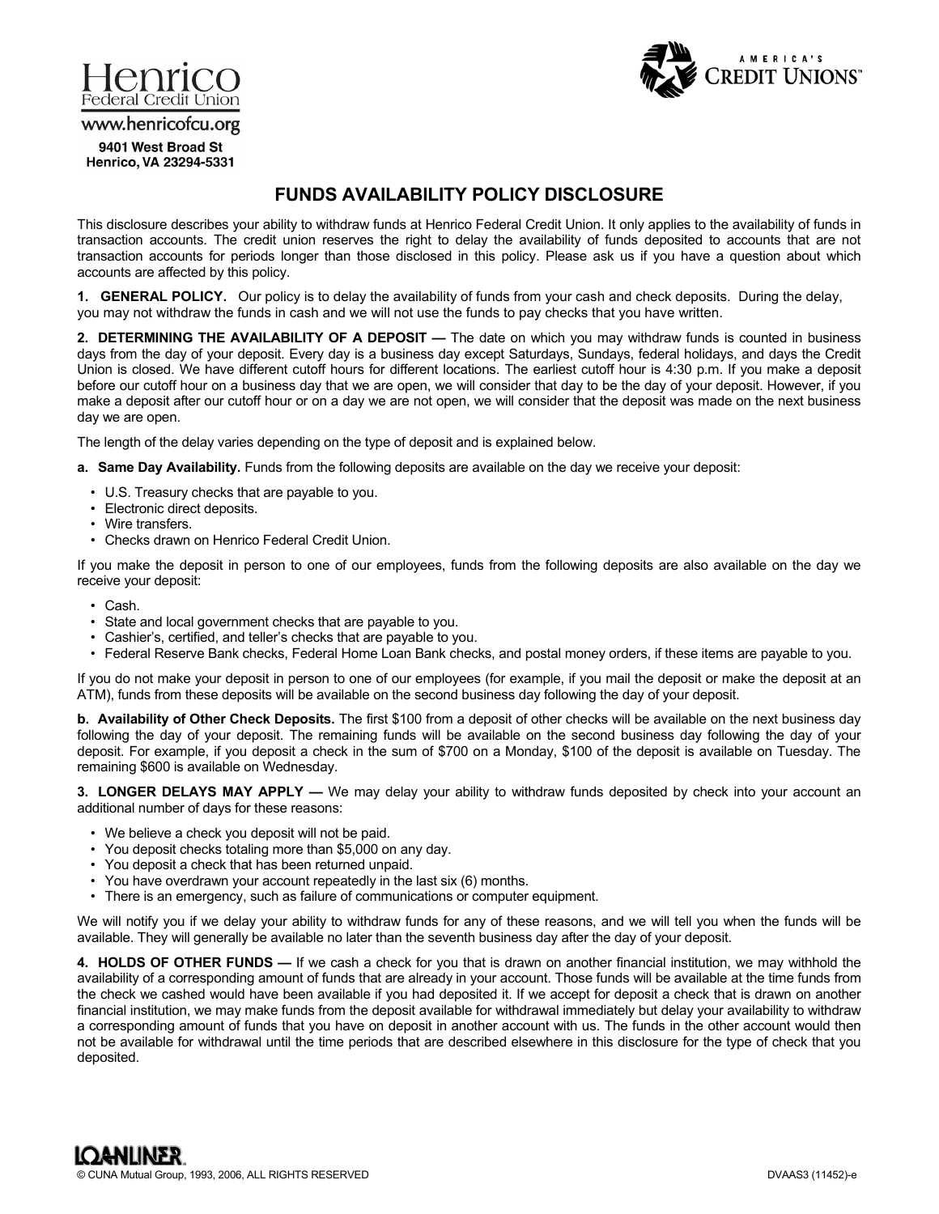Henrico
Federal Credit Union
www.henricofcu.org

**9401 West Broad St**
**Henrico, VA 23294-5331**

AMERICA'S CREDIT UNIONS

# FUNDS AVAILABILITY POLICY DISCLOSURE

This disclosure describes your ability to withdraw funds at Henrico Federal Credit Union. It only applies to the availability of funds in transaction accounts. The credit union reserves the right to delay the availability of funds deposited to accounts that are not transaction accounts for periods longer than those disclosed in this policy. Please ask us if you have a question about which accounts are affected by this policy.

**1. GENERAL POLICY.** Our policy is to delay the availability of funds from your cash and check deposits. During the delay, you may not withdraw the funds in cash and we will not use the funds to pay checks that you have written.

**2. DETERMINING THE AVAILABILITY OF A DEPOSIT —** The date on which you may withdraw funds is counted in business days from the day of your deposit. Every day is a business day except Saturdays, Sundays, federal holidays, and days the Credit Union is closed. We have different cutoff hours for different locations. The earliest cutoff hour is 4:30 p.m. If you make a deposit before our cutoff hour on a business day that we are open, we will consider that day to be the day of your deposit. However, if you make a deposit after our cutoff hour or on a day we are not open, we will consider that the deposit was made on the next business day we are open.

The length of the delay varies depending on the type of deposit and is explained below.

**a. Same Day Availability.** Funds from the following deposits are available on the day we receive your deposit:

- U.S. Treasury checks that are payable to you.
- Electronic direct deposits.
- Wire transfers.
- Checks drawn on Henrico Federal Credit Union.

If you make the deposit in person to one of our employees, funds from the following deposits are also available on the day we receive your deposit:

- Cash.
- State and local government checks that are payable to you.
- Cashier's, certified, and teller's checks that are payable to you.
- Federal Reserve Bank checks, Federal Home Loan Bank checks, and postal money orders, if these items are payable to you.

If you do not make your deposit in person to one of our employees (for example, if you mail the deposit or make the deposit at an ATM), funds from these deposits will be available on the second business day following the day of your deposit.

**b. Availability of Other Check Deposits.** The first $100 from a deposit of other checks will be available on the next business day following the day of your deposit. The remaining funds will be available on the second business day following the day of your deposit. For example, if you deposit a check in the sum of $700 on a Monday, $100 of the deposit is available on Tuesday. The remaining $600 is available on Wednesday.

**3. LONGER DELAYS MAY APPLY —** We may delay your ability to withdraw funds deposited by check into your account an additional number of days for these reasons:

- We believe a check you deposit will not be paid.
- You deposit checks totaling more than $5,000 on any day.
- You deposit a check that has been returned unpaid.
- You have overdrawn your account repeatedly in the last six (6) months.
- There is an emergency, such as failure of communications or computer equipment.

We will notify you if we delay your ability to withdraw funds for any of these reasons, and we will tell you when the funds will be available. They will generally be available no later than the seventh business day after the day of your deposit.

**4. HOLDS OF OTHER FUNDS —** If we cash a check for you that is drawn on another financial institution, we may withhold the availability of a corresponding amount of funds that are already in your account. Those funds will be available at the time funds from the check we cashed would have been available if you had deposited it. If we accept for deposit a check that is drawn on another financial institution, we may make funds from the deposit available for withdrawal immediately but delay your availability to withdraw a corresponding amount of funds that you have on deposit in another account with us. The funds in the other account would then not be available for withdrawal until the time periods that are described elsewhere in this disclosure for the type of check that you deposited.

LOANLINER
© CUNA Mutual Group, 1993, 2006, ALL RIGHTS RESERVED DVAAS3 (11452)-e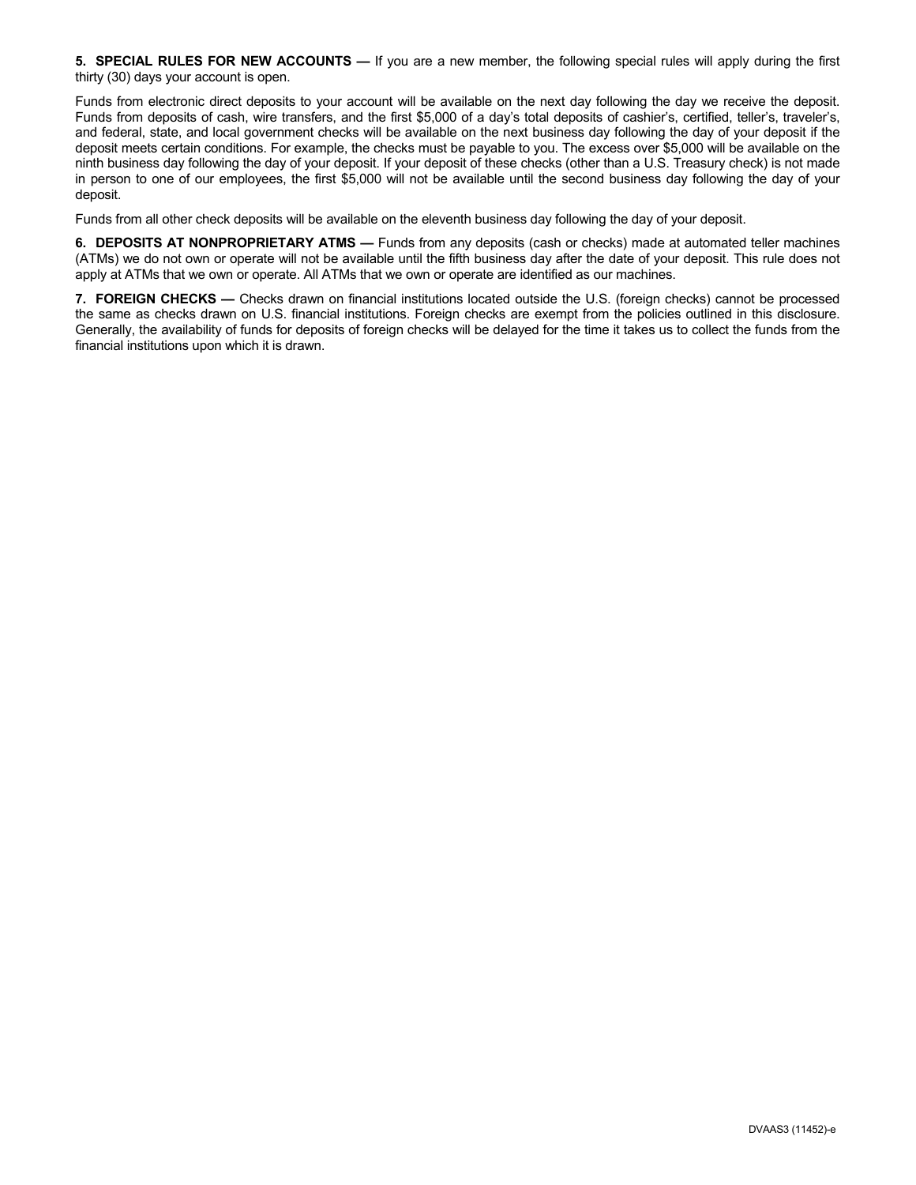**5. SPECIAL RULES FOR NEW ACCOUNTS —** If you are a new member, the following special rules will apply during the first thirty (30) days your account is open.

Funds from electronic direct deposits to your account will be available on the next day following the day we receive the deposit. Funds from deposits of cash, wire transfers, and the first $5,000 of a day's total deposits of cashier's, certified, teller's, traveler's, and federal, state, and local government checks will be available on the next business day following the day of your deposit if the deposit meets certain conditions. For example, the checks must be payable to you. The excess over $5,000 will be available on the ninth business day following the day of your deposit. If your deposit of these checks (other than a U.S. Treasury check) is not made in person to one of our employees, the first $5,000 will not be available until the second business day following the day of your deposit.

Funds from all other check deposits will be available on the eleventh business day following the day of your deposit.

**6. DEPOSITS AT NONPROPRIETARY ATMS —** Funds from any deposits (cash or checks) made at automated teller machines (ATMs) we do not own or operate will not be available until the fifth business day after the date of your deposit. This rule does not apply at ATMs that we own or operate. All ATMs that we own or operate are identified as our machines.

**7. FOREIGN CHECKS —** Checks drawn on financial institutions located outside the U.S. (foreign checks) cannot be processed the same as checks drawn on U.S. financial institutions. Foreign checks are exempt from the policies outlined in this disclosure. Generally, the availability of funds for deposits of foreign checks will be delayed for the time it takes us to collect the funds from the financial institutions upon which it is drawn.

DVAAS3 (11452)-e